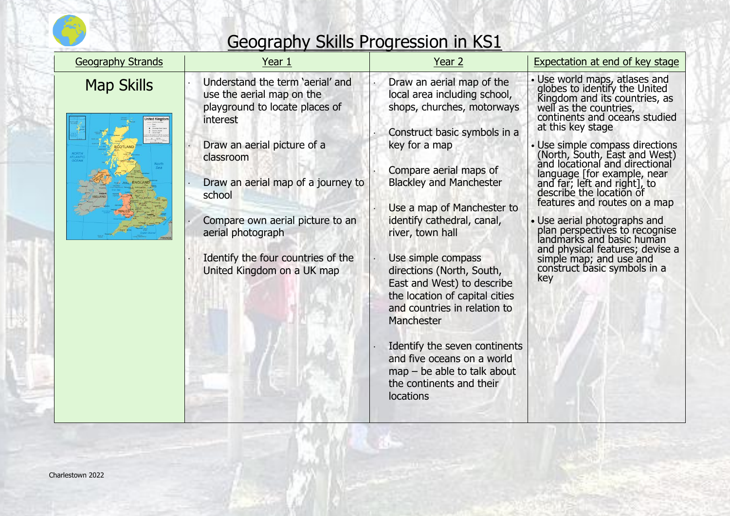# Geography Skills Progression in KS1

| Geography Strands | Year 1 | Year 2 | Expectation at end of key stage |
|---|---|---|---|
| Map Skills | • Understand the term 'aerial' and use the aerial map on the playground to locate places of interest<br>• Draw an aerial picture of a classroom<br>• Draw an aerial map of a journey to school<br>• Compare own aerial picture to an aerial photograph<br>• Identify the four countries of the United Kingdom on a UK map | • Draw an aerial map of the local area including school, shops, churches, motorways<br>• Construct basic symbols in a key for a map<br>• Compare aerial maps of Blackley and Manchester<br>• Use a map of Manchester to identify cathedral, canal, river, town hall<br>• Use simple compass directions (North, South, East and West) to describe the location of capital cities and countries in relation to Manchester<br>• Identify the seven continents and five oceans on a world map – be able to talk about the continents and their locations | • Use world maps, atlases and globes to identify the United Kingdom and its countries, as well as the countries, continents and oceans studied at this key stage<br>• Use simple compass directions (North, South, East and West) and locational and directional language [for example, near and far; left and right], to describe the location of features and routes on a map<br>• Use aerial photographs and plan perspectives to recognise landmarks and basic human and physical features; devise a simple map; and use and construct basic symbols in a key |

Charlestown 2022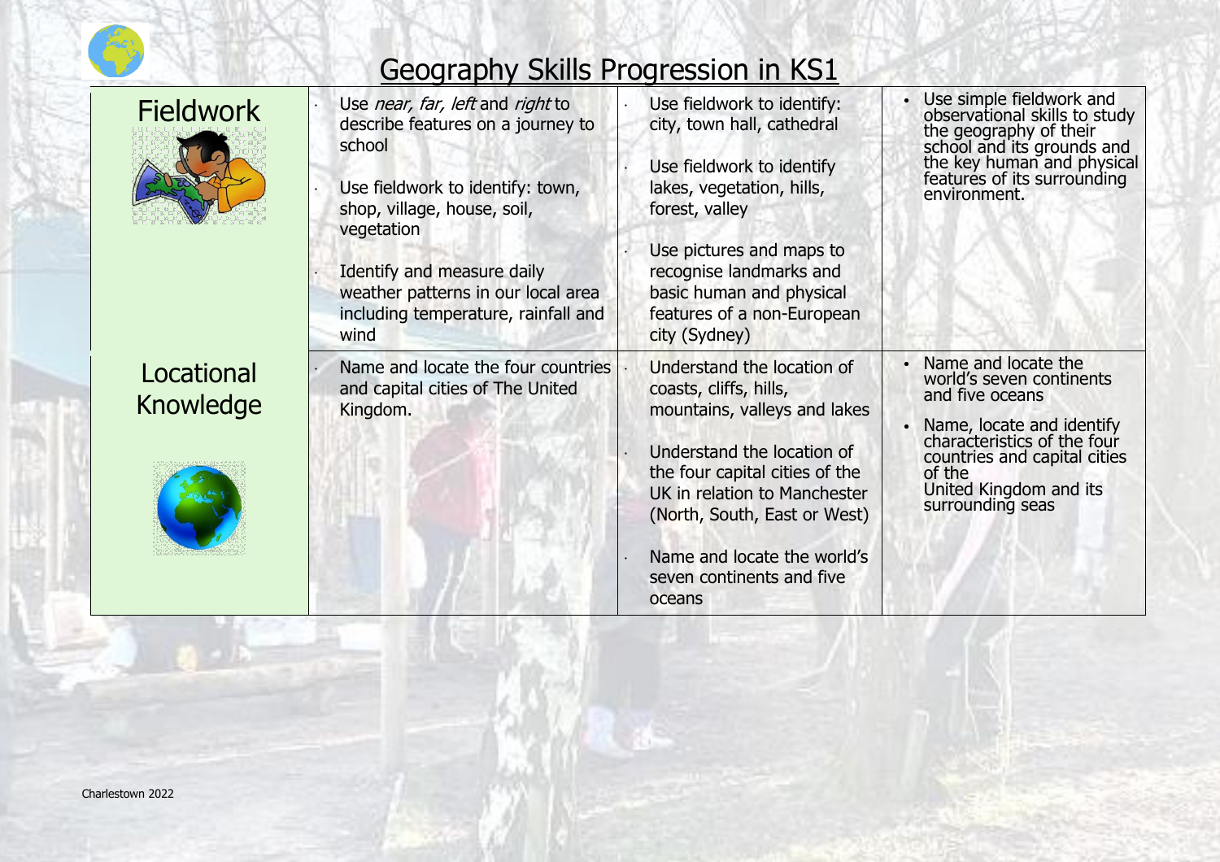# Geography Skills Progression in KS1

| | | | |
|---|---|---|---|
| Fieldwork | · Use *near, far, left* and *right* to describe features on a journey to school<br>· Use fieldwork to identify: town, shop, village, house, soil, vegetation<br>· Identify and measure daily weather patterns in our local area including temperature, rainfall and wind | · Use fieldwork to identify: city, town hall, cathedral<br>· Use fieldwork to identify lakes, vegetation, hills, forest, valley<br>· Use pictures and maps to recognise landmarks and basic human and physical features of a non-European city (Sydney) | • Use simple fieldwork and observational skills to study the geography of their school and its grounds and the key human and physical features of its surrounding environment. |
| Locational Knowledge | · Name and locate the four countries and capital cities of The United Kingdom. | · Understand the location of coasts, cliffs, hills, mountains, valleys and lakes<br>· Understand the location of the four capital cities of the UK in relation to Manchester (North, South, East or West)<br>· Name and locate the world's seven continents and five oceans | • Name and locate the world's seven continents and five oceans<br>• Name, locate and identify characteristics of the four countries and capital cities of the United Kingdom and its surrounding seas |

Charlestown 2022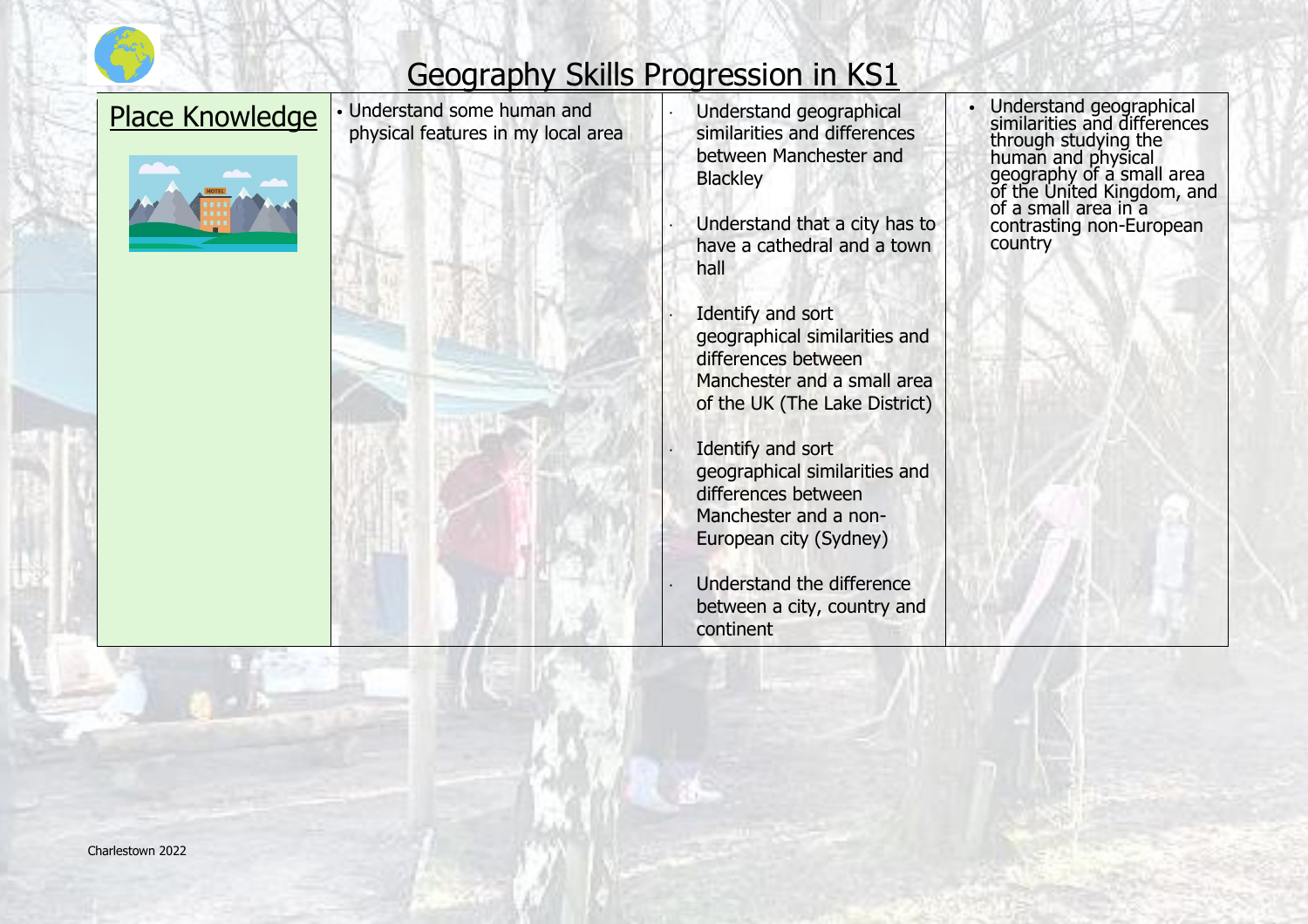# Geography Skills Progression in KS1

| Place Knowledge | | | |
|---|---|---|---|
| | • Understand some human and physical features in my local area | • Understand geographical similarities and differences between Manchester and Blackley<br><br>• Understand that a city has to have a cathedral and a town hall<br><br>• Identify and sort geographical similarities and differences between Manchester and a small area of the UK (The Lake District)<br><br>• Identify and sort geographical similarities and differences between Manchester and a non-European city (Sydney)<br><br>• Understand the difference between a city, country and continent | • Understand geographical similarities and differences through studying the human and physical geography of a small area of the United Kingdom, and of a small area in a contrasting non-European country |

Charlestown 2022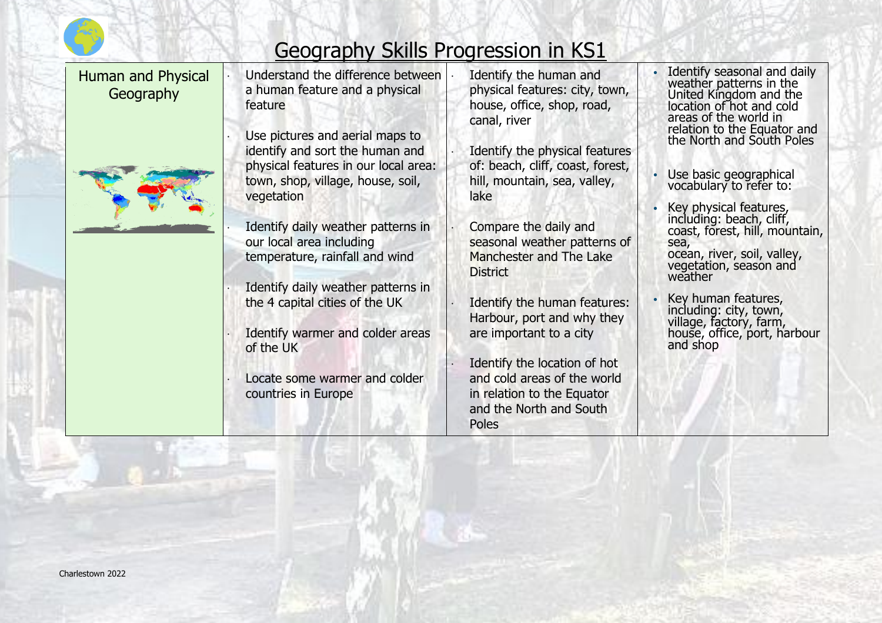# Geography Skills Progression in KS1

| | | | |
|---|---|---|---|
| Human and Physical Geography | · Understand the difference between a human feature and a physical feature<br><br>· Use pictures and aerial maps to identify and sort the human and physical features in our local area: town, shop, village, house, soil, vegetation<br><br>· Identify daily weather patterns in our local area including temperature, rainfall and wind<br><br>· Identify daily weather patterns in the 4 capital cities of the UK<br><br>· Identify warmer and colder areas of the UK<br><br>· Locate some warmer and colder countries in Europe | · Identify the human and physical features: city, town, house, office, shop, road, canal, river<br><br>· Identify the physical features of: beach, cliff, coast, forest, hill, mountain, sea, valley, lake<br><br>· Compare the daily and seasonal weather patterns of Manchester and The Lake District<br><br>· Identify the human features: Harbour, port and why they are important to a city<br><br>· Identify the location of hot and cold areas of the world in relation to the Equator and the North and South Poles | • Identify seasonal and daily weather patterns in the United Kingdom and the location of hot and cold areas of the world in relation to the Equator and the North and South Poles<br><br>• Use basic geographical vocabulary to refer to:<br><br>• Key physical features, including: beach, cliff, coast, forest, hill, mountain, sea, ocean, river, soil, valley, vegetation, season and weather<br><br>• Key human features, including: city, town, village, factory, farm, house, office, port, harbour and shop |

Charlestown 2022